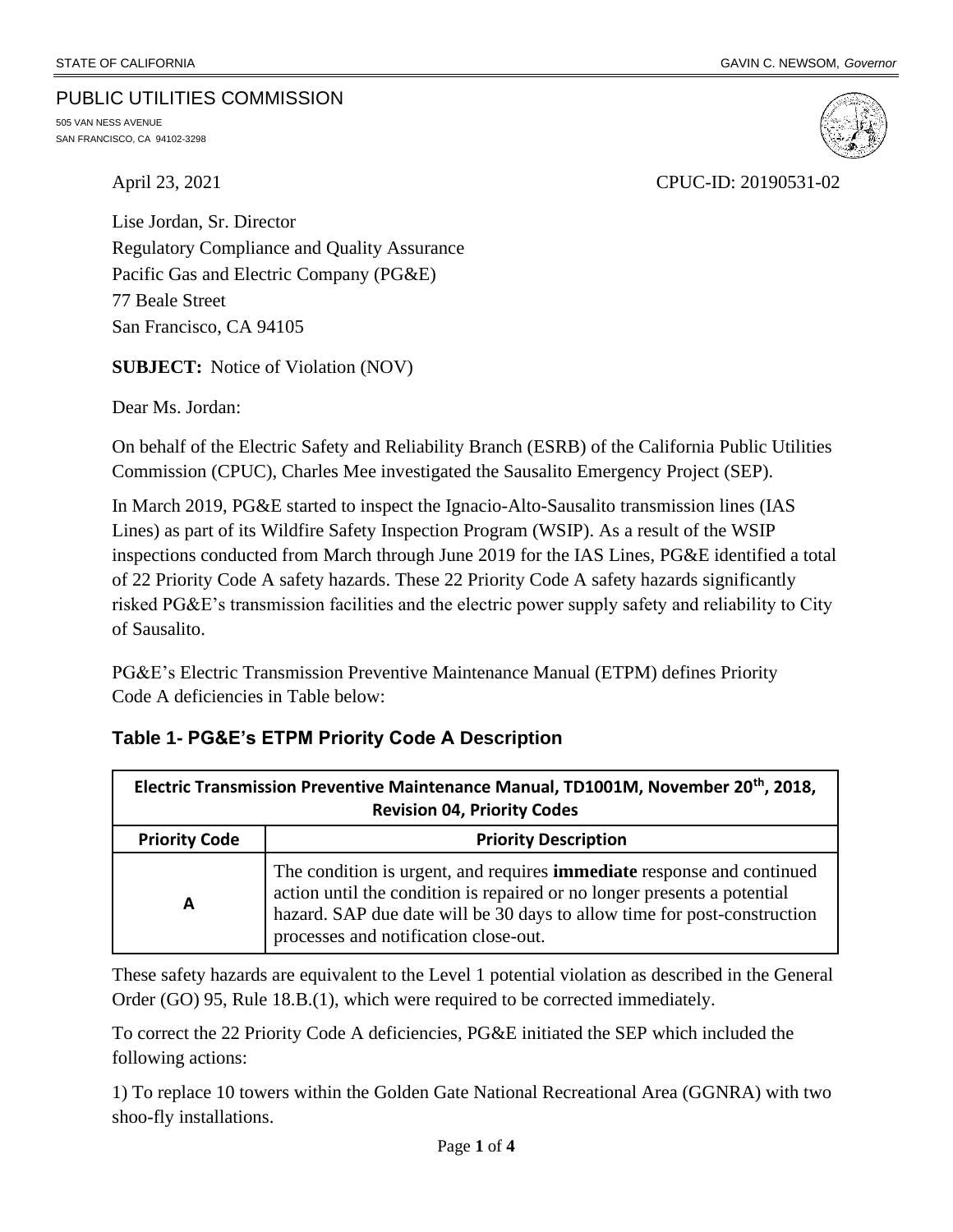STATE OF CALIFORNIA GAVIN C. NEWSOM, *Governor*

PUBLIC UTILITIES COMMISSION
505 VAN NESS AVENUE
SAN FRANCISCO, CA 94102-3298

April 23, 2021 CPUC-ID: 20190531-02

Lise Jordan, Sr. Director
Regulatory Compliance and Quality Assurance
Pacific Gas and Electric Company (PG&E)
77 Beale Street
San Francisco, CA 94105

**SUBJECT:** Notice of Violation (NOV)

Dear Ms. Jordan:

On behalf of the Electric Safety and Reliability Branch (ESRB) of the California Public Utilities Commission (CPUC), Charles Mee investigated the Sausalito Emergency Project (SEP).

In March 2019, PG&E started to inspect the Ignacio-Alto-Sausalito transmission lines (IAS Lines) as part of its Wildfire Safety Inspection Program (WSIP). As a result of the WSIP inspections conducted from March through June 2019 for the IAS Lines, PG&E identified a total of 22 Priority Code A safety hazards. These 22 Priority Code A safety hazards significantly risked PG&E's transmission facilities and the electric power supply safety and reliability to City of Sausalito.

PG&E's Electric Transmission Preventive Maintenance Manual (ETPM) defines Priority Code A deficiencies in Table below:

### Table 1- PG&E's ETPM Priority Code A Description

| Electric Transmission Preventive Maintenance Manual, TD1001M, November 20th, 2018, Revision 04, Priority Codes | |
|---|---|
| **Priority Code** | **Priority Description** |
| **A** | The condition is urgent, and requires **immediate** response and continued action until the condition is repaired or no longer presents a potential hazard. SAP due date will be 30 days to allow time for post-construction processes and notification close-out. |

These safety hazards are equivalent to the Level 1 potential violation as described in the General Order (GO) 95, Rule 18.B.(1), which were required to be corrected immediately.

To correct the 22 Priority Code A deficiencies, PG&E initiated the SEP which included the following actions:

1) To replace 10 towers within the Golden Gate National Recreational Area (GGNRA) with two shoo-fly installations.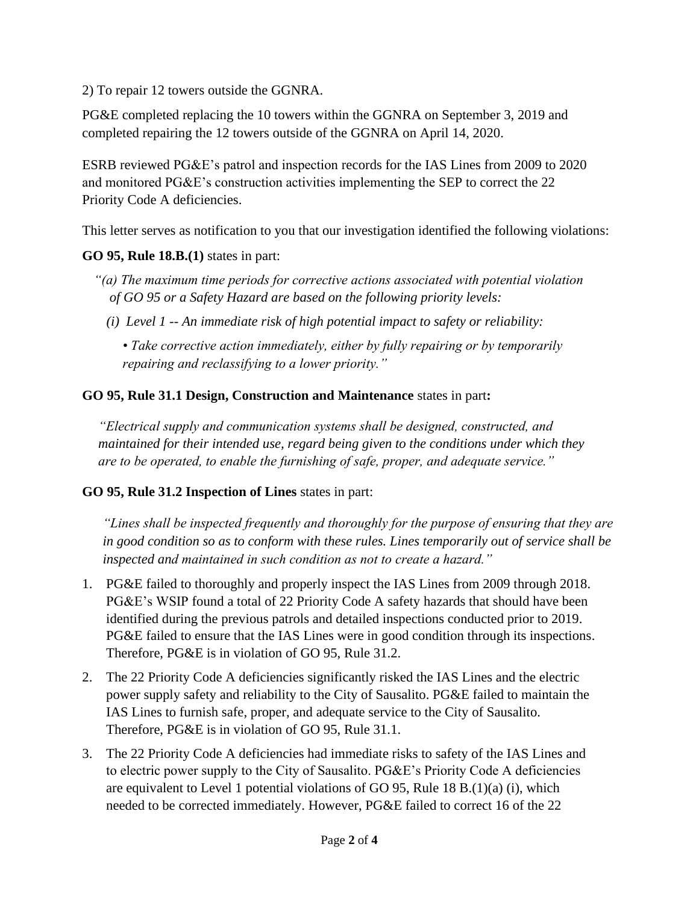2) To repair 12 towers outside the GGNRA.

PG&E completed replacing the 10 towers within the GGNRA on September 3, 2019 and completed repairing the 12 towers outside of the GGNRA on April 14, 2020.

ESRB reviewed PG&E's patrol and inspection records for the IAS Lines from 2009 to 2020 and monitored PG&E's construction activities implementing the SEP to correct the 22 Priority Code A deficiencies.

This letter serves as notification to you that our investigation identified the following violations:

**GO 95, Rule 18.B.(1)** states in part:

*"(a) The maximum time periods for corrective actions associated with potential violation of GO 95 or a Safety Hazard are based on the following priority levels:*

*(i) Level 1 -- An immediate risk of high potential impact to safety or reliability:*

*• Take corrective action immediately, either by fully repairing or by temporarily repairing and reclassifying to a lower priority."*

**GO 95, Rule 31.1 Design, Construction and Maintenance** states in part**:**

*"Electrical supply and communication systems shall be designed, constructed, and maintained for their intended use, regard being given to the conditions under which they are to be operated, to enable the furnishing of safe, proper, and adequate service."*

**GO 95, Rule 31.2 Inspection of Lines** states in part:

*"Lines shall be inspected frequently and thoroughly for the purpose of ensuring that they are in good condition so as to conform with these rules. Lines temporarily out of service shall be inspected and maintained in such condition as not to create a hazard."*

1. PG&E failed to thoroughly and properly inspect the IAS Lines from 2009 through 2018. PG&E's WSIP found a total of 22 Priority Code A safety hazards that should have been identified during the previous patrols and detailed inspections conducted prior to 2019. PG&E failed to ensure that the IAS Lines were in good condition through its inspections. Therefore, PG&E is in violation of GO 95, Rule 31.2.
2. The 22 Priority Code A deficiencies significantly risked the IAS Lines and the electric power supply safety and reliability to the City of Sausalito. PG&E failed to maintain the IAS Lines to furnish safe, proper, and adequate service to the City of Sausalito. Therefore, PG&E is in violation of GO 95, Rule 31.1.
3. The 22 Priority Code A deficiencies had immediate risks to safety of the IAS Lines and to electric power supply to the City of Sausalito. PG&E's Priority Code A deficiencies are equivalent to Level 1 potential violations of GO 95, Rule 18 B.(1)(a) (i), which needed to be corrected immediately. However, PG&E failed to correct 16 of the 22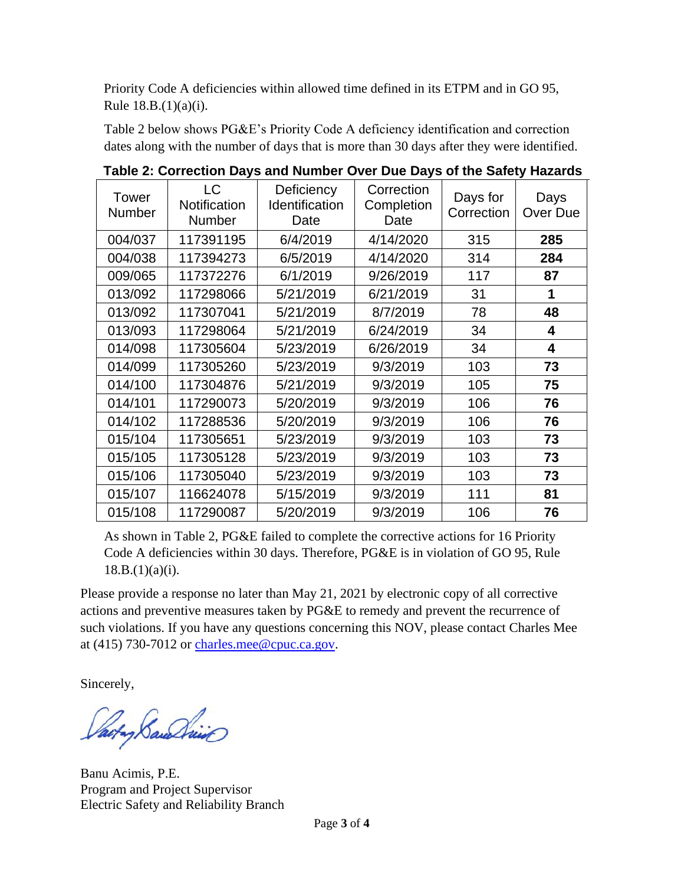Priority Code A deficiencies within allowed time defined in its ETPM and in GO 95, Rule 18.B.(1)(a)(i).

Table 2 below shows PG&E's Priority Code A deficiency identification and correction dates along with the number of days that is more than 30 days after they were identified.

**Table 2: Correction Days and Number Over Due Days of the Safety Hazards**

| Tower Number | LC Notification Number | Deficiency Identification Date | Correction Completion Date | Days for Correction | Days Over Due |
|---|---|---|---|---|---|
| 004/037 | 117391195 | 6/4/2019 | 4/14/2020 | 315 | **285** |
| 004/038 | 117394273 | 6/5/2019 | 4/14/2020 | 314 | **284** |
| 009/065 | 117372276 | 6/1/2019 | 9/26/2019 | 117 | **87** |
| 013/092 | 117298066 | 5/21/2019 | 6/21/2019 | 31 | **1** |
| 013/092 | 117307041 | 5/21/2019 | 8/7/2019 | 78 | **48** |
| 013/093 | 117298064 | 5/21/2019 | 6/24/2019 | 34 | **4** |
| 014/098 | 117305604 | 5/23/2019 | 6/26/2019 | 34 | **4** |
| 014/099 | 117305260 | 5/23/2019 | 9/3/2019 | 103 | **73** |
| 014/100 | 117304876 | 5/21/2019 | 9/3/2019 | 105 | **75** |
| 014/101 | 117290073 | 5/20/2019 | 9/3/2019 | 106 | **76** |
| 014/102 | 117288536 | 5/20/2019 | 9/3/2019 | 106 | **76** |
| 015/104 | 117305651 | 5/23/2019 | 9/3/2019 | 103 | **73** |
| 015/105 | 117305128 | 5/23/2019 | 9/3/2019 | 103 | **73** |
| 015/106 | 117305040 | 5/23/2019 | 9/3/2019 | 103 | **73** |
| 015/107 | 116624078 | 5/15/2019 | 9/3/2019 | 111 | **81** |
| 015/108 | 117290087 | 5/20/2019 | 9/3/2019 | 106 | **76** |

As shown in Table 2, PG&E failed to complete the corrective actions for 16 Priority Code A deficiencies within 30 days. Therefore, PG&E is in violation of GO 95, Rule 18.B.(1)(a)(i).

Please provide a response no later than May 21, 2021 by electronic copy of all corrective actions and preventive measures taken by PG&E to remedy and prevent the recurrence of such violations. If you have any questions concerning this NOV, please contact Charles Mee at (415) 730-7012 or charles.mee@cpuc.ca.gov.

Sincerely,

Banu Acimis, P.E.
Program and Project Supervisor
Electric Safety and Reliability Branch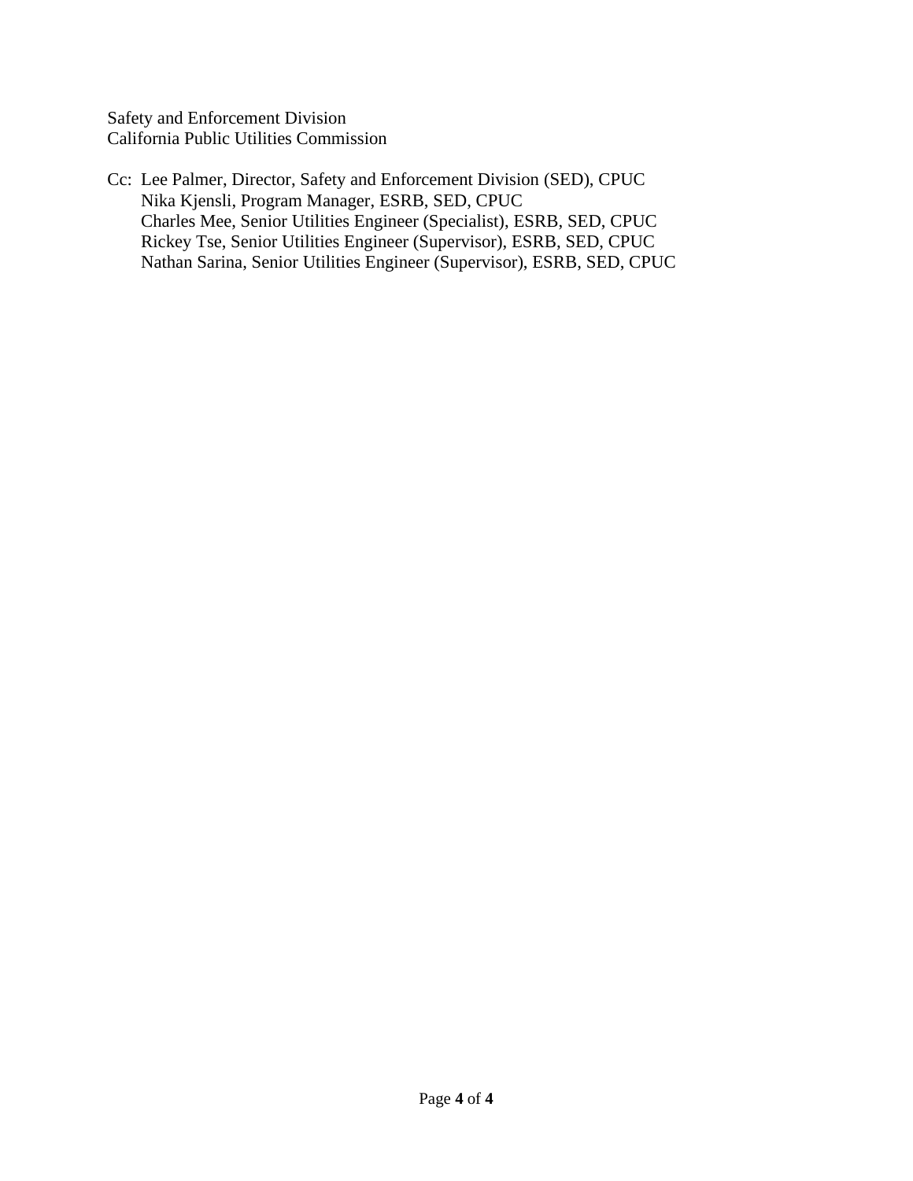Safety and Enforcement Division
California Public Utilities Commission

Cc: Lee Palmer, Director, Safety and Enforcement Division (SED), CPUC
Nika Kjensli, Program Manager, ESRB, SED, CPUC
Charles Mee, Senior Utilities Engineer (Specialist), ESRB, SED, CPUC
Rickey Tse, Senior Utilities Engineer (Supervisor), ESRB, SED, CPUC
Nathan Sarina, Senior Utilities Engineer (Supervisor), ESRB, SED, CPUC